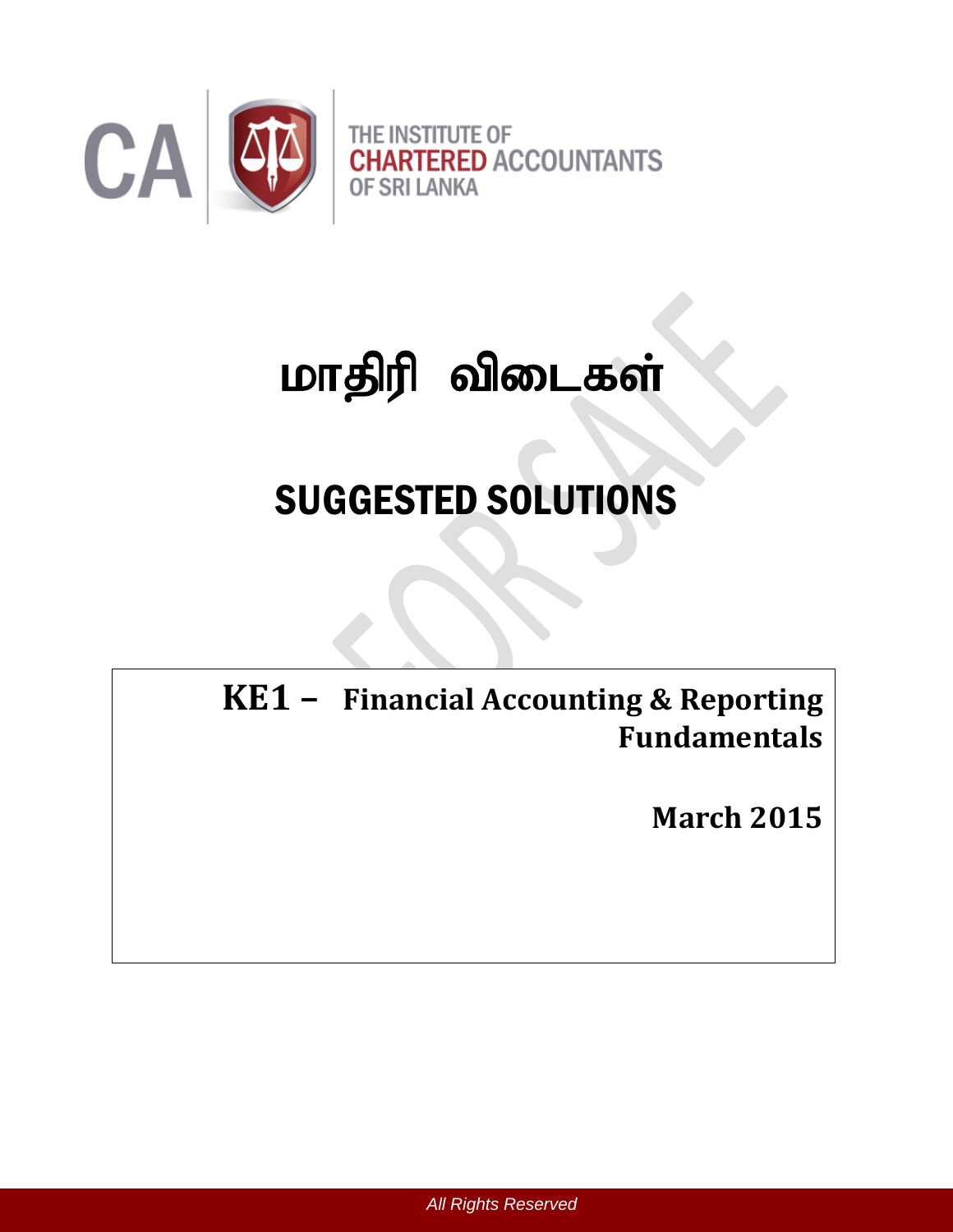CA | THE INSTITUTE OF CHARTERED ACCOUNTANTS OF SRI LANKA

# மாதிரி விடைகள்

# SUGGESTED SOLUTIONS

**KE1 – Financial Accounting & Reporting Fundamentals**

**March 2015**

*All Rights Reserved*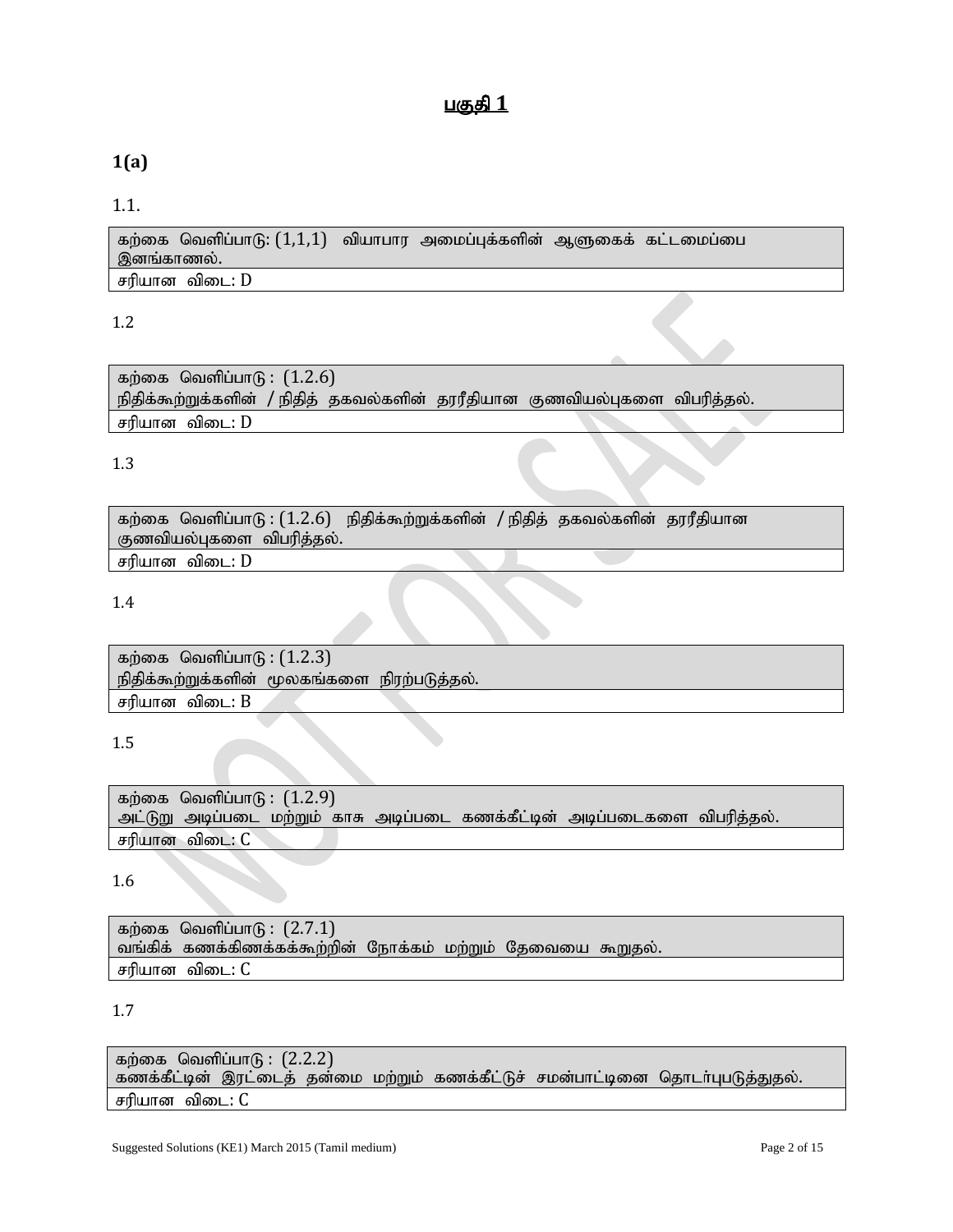## பகுதி 1

### 1(a)

1.1.

| கற்கை வெளிப்பாடு: (1,1,1) வியாபார அமைப்புக்களின் ஆளுகைக் கட்டமைப்பை இனங்காணல். |
|---|
| சரியான விடை: D |

1.2

| கற்கை வெளிப்பாடு : (1.2.6) நிதிக்கூற்றுக்களின் / நிதித் தகவல்களின் தரரீதியான குணவியல்புகளை விபரித்தல். |
|---|
| சரியான விடை: D |

1.3

| கற்கை வெளிப்பாடு : (1.2.6) நிதிக்கூற்றுக்களின் / நிதித் தகவல்களின் தரரீதியான குணவியல்புகளை விபரித்தல். |
|---|
| சரியான விடை: D |

1.4

| கற்கை வெளிப்பாடு : (1.2.3) நிதிக்கூற்றுக்களின் மூலகங்களை நிரற்படுத்தல். |
|---|
| சரியான விடை: B |

1.5

| கற்கை வெளிப்பாடு : (1.2.9) அட்டுறு அடிப்படை மற்றும் காசு அடிப்படை கணக்கீட்டின் அடிப்படைகளை விபரித்தல். |
|---|
| சரியான விடை: C |

1.6

| கற்கை வெளிப்பாடு : (2.7.1) வங்கிக் கணக்கிணக்கக்கூற்றின் நோக்கம் மற்றும் தேவையை கூறுதல். |
|---|
| சரியான விடை: C |

1.7

| கற்கை வெளிப்பாடு : (2.2.2) கணக்கீட்டின் இரட்டைத் தன்மை மற்றும் கணக்கீட்டுச் சமன்பாட்டினை தொடர்புபடுத்துதல். |
|---|
| சரியான விடை: C |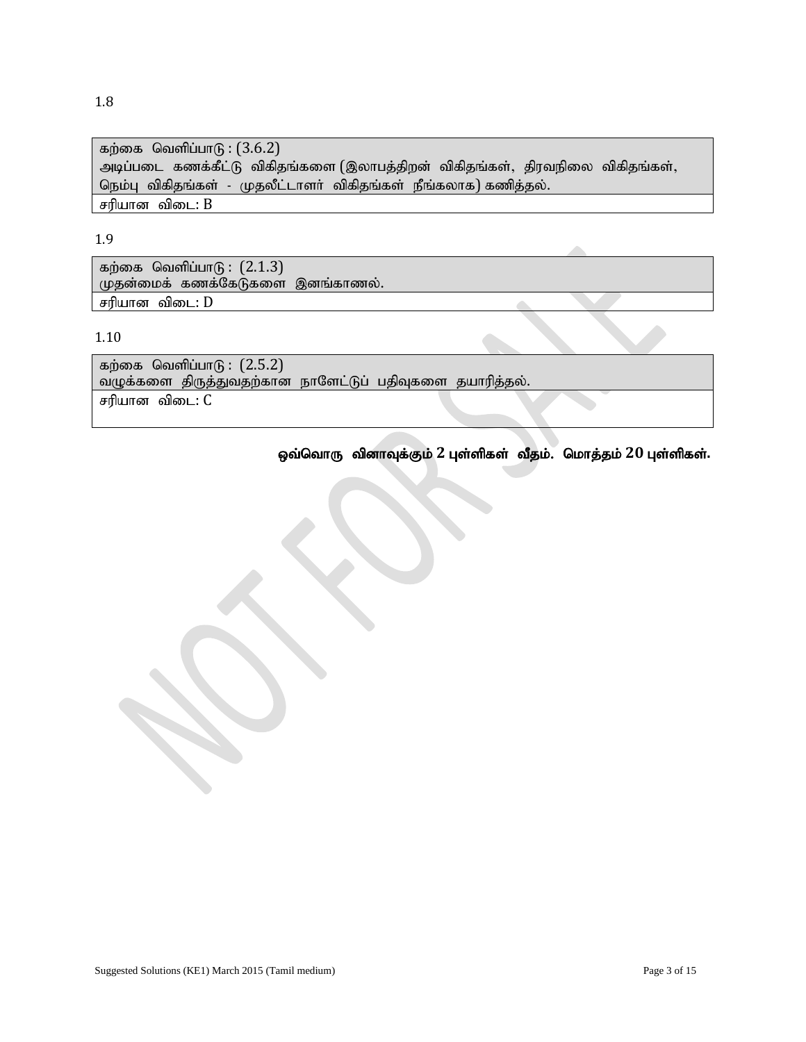1.8

| கற்கை வெளிப்பாடு : (3.6.2)<br>அடிப்படை கணக்கீட்டு விகிதங்களை (இலாபத்திறன் விகிதங்கள், திரவநிலை விகிதங்கள், நெம்பு விகிதங்கள் - முதலீட்டாளர் விகிதங்கள் நீங்கலாக) கணித்தல். |
|---|
| சரியான விடை: B |

1.9

| கற்கை வெளிப்பாடு : (2.1.3)<br>முதன்மைக் கணக்கேடுகளை இனங்காணல். |
|---|
| சரியான விடை: D |

1.10

| கற்கை வெளிப்பாடு : (2.5.2)<br>வழுக்களை திருத்துவதற்கான நாளேட்டுப் பதிவுகளை தயாரித்தல். |
|---|
| சரியான விடை: C |

**ஒவ்வொரு வினாவுக்கும் 2 புள்ளிகள் வீதம். மொத்தம் 20 புள்ளிகள்.**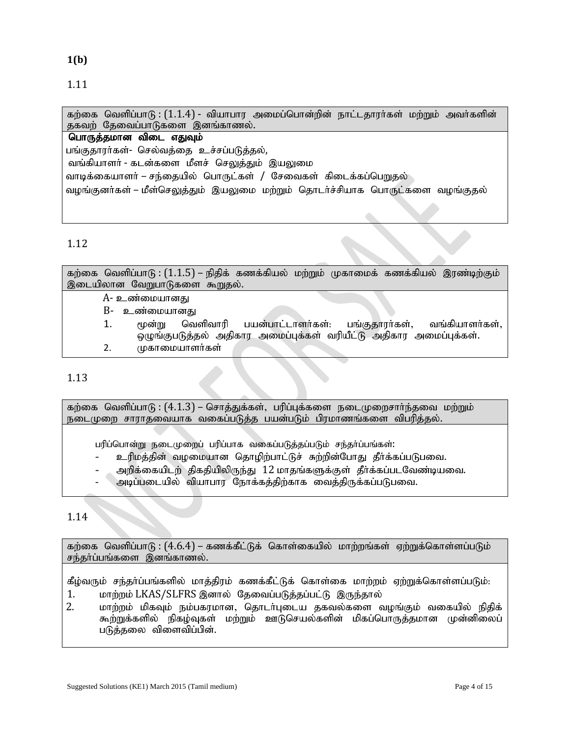**1(b)**

1.11

| கற்கை வெளிப்பாடு : (1.1.4) - வியாபார அமைப்பொன்றின் நாட்டதாரர்கள் மற்றும் அவர்களின் தகவற் தேவைப்பாடுகளை இனங்காணல். |
|---|
| **பொருத்தமான விடை எதுவும்**<br>பங்குதாரர்கள்- செல்வத்தை உச்சப்படுத்தல்,<br>வங்கியாளர் - கடன்களை மீளச் செலுத்தும் இயலுமை<br>வாடிக்கையாளர் – சந்தையில் பொருட்கள் / சேவைகள் கிடைக்கப்பெறுதல்<br>வழங்குனர்கள் – மீள்செலுத்தும் இயலுமை மற்றும் தொடர்ச்சியாக பொருட்களை வழங்குதல் |

1.12

| கற்கை வெளிப்பாடு : (1.1.5) – நிதிக் கணக்கியல் மற்றும் முகாமைக் கணக்கியல் இரண்டிற்கும் இடையிலான வேறுபாடுகளை கூறுதல். |
|---|
| A- உண்மையானது<br>B- உண்மையானது<br>1. மூன்று வெளிவாரி பயன்பாட்டாளர்கள்: பங்குதாரர்கள், வங்கியாளர்கள், ஒழுங்குபடுத்தல் அதிகார அமைப்புக்கள் வரியீட்டு அதிகார அமைப்புக்கள்.<br>2. முகாமையாளர்கள் |

1.13

| கற்கை வெளிப்பாடு : (4.1.3) – சொத்துக்கள், பரிப்புக்களை நடைமுறைசார்ந்தவை மற்றும் நடைமுறை சாராதவையாக வகைப்படுத்த பயன்படும் பிரமாணங்களை விபரித்தல். |
|---|
| பரிப்பொன்று நடைமுறைப் பரிப்பாக வகைப்படுத்தப்படும் சந்தர்ப்பங்கள்:<br>- உரிமத்தின் வழமையான தொழிற்பாட்டுச் சுற்றின்போது தீர்க்கப்படுபவை.<br>- அறிக்கையிடற் திகதியிலிருந்து 12 மாதங்களுக்குள் தீர்க்கப்படவேண்டியவை.<br>- அடிப்படையில் வியாபார நோக்கத்திற்காக வைத்திருக்கப்படுபவை. |

1.14

| கற்கை வெளிப்பாடு : (4.6.4) – கணக்கீட்டுக் கொள்கையில் மாற்றங்கள் ஏற்றுக்கொள்ளப்படும் சந்தர்ப்பங்களை இனங்காணல். |
|---|
| கீழ்வரும் சந்தர்ப்பங்களில் மாத்திரம் கணக்கீட்டுக் கொள்கை மாற்றம் ஏற்றுக்கொள்ளப்படும்:<br>1. மாற்றம் LKAS/SLFRS இனால் தேவைப்படுத்தப்பட்டு இருந்தால்<br>2. மாற்றம் மிகவும் நம்பகரமான, தொடர்புடைய தகவல்களை வழங்கும் வகையில் நிதிக் கூற்றுக்களில் நிகழ்வுகள் மற்றும் ஊடுசெயல்களின் மிகப்பொருத்தமான முன்னிலைப் படுத்தலை விளைவிப்பின். |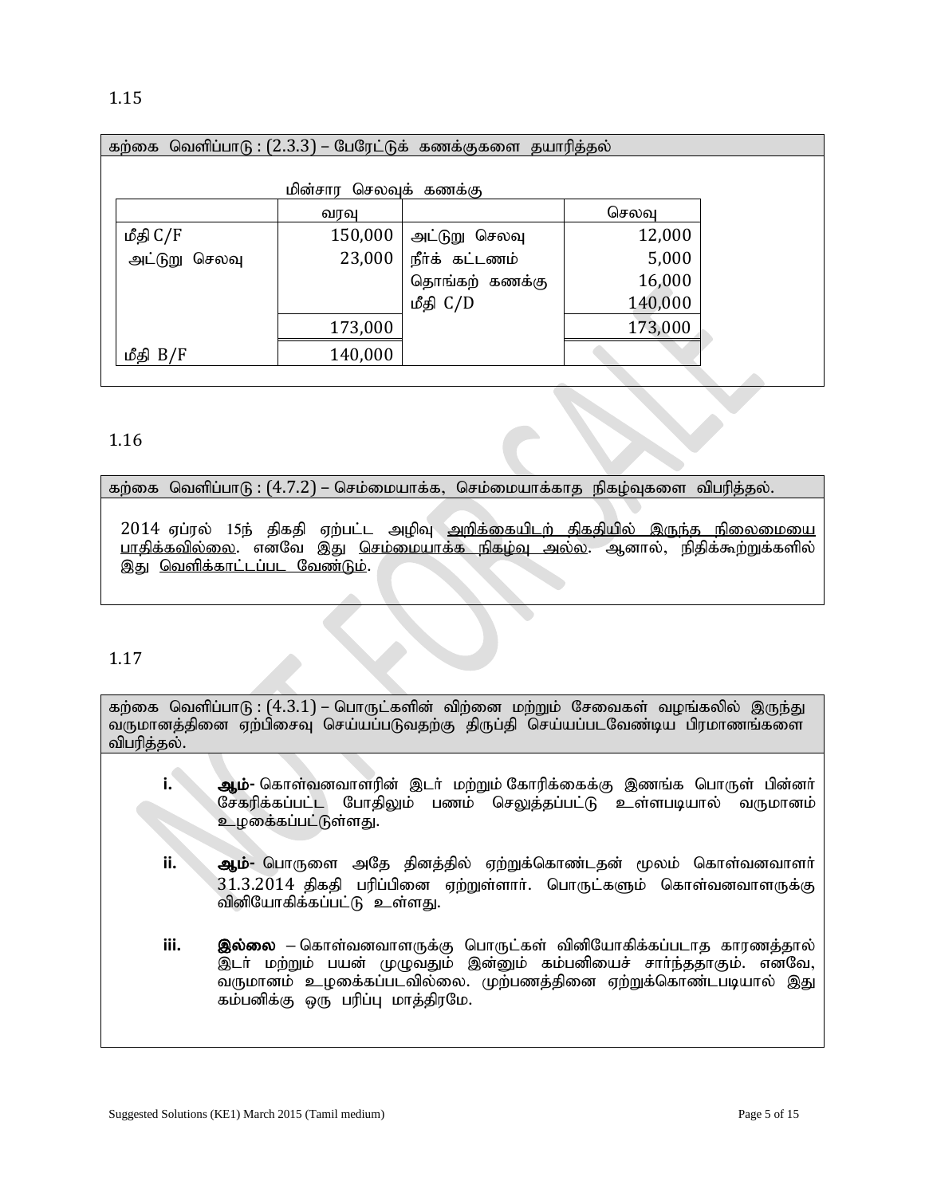1.15

கற்கை வெளிப்பாடு : (2.3.3) – பேரேட்டுக் கணக்குகளை தயாரித்தல்

மின்சார செலவுக் கணக்கு

| | வரவு | | செலவு |
|---|---|---|---|
| மீதி C/F | 150,000 | அட்டுறு செலவு | 12,000 |
| அட்டுறு செலவு | 23,000 | நீர்க் கட்டணம் | 5,000 |
| | | தொங்கற் கணக்கு | 16,000 |
| | | மீதி C/D | 140,000 |
| | 173,000 | | 173,000 |
| மீதி B/F | 140,000 | | |

1.16

கற்கை வெளிப்பாடு : (4.7.2) – செம்மையாக்க, செம்மையாக்காத நிகழ்வுகளை விபரித்தல்.

2014 ஏப்ரல் 15ந் திகதி ஏற்பட்ட அழிவு <u>அறிக்கையிடற் திகதியில் இருந்த நிலைமையை பாதிக்கவில்லை</u>. எனவே இது <u>செம்மையாக்க நிகழ்வு அல்ல</u>. ஆனால், நிதிக்கூற்றுக்களில் இது <u>வெளிக்காட்டப்பட வேண்டும்</u>.

1.17

கற்கை வெளிப்பாடு : (4.3.1) – பொருட்களின் விற்னை மற்றும் சேவைகள் வழங்கலில் இருந்து வருமானத்தினை ஏற்பிசைவு செய்யப்படுவதற்கு திருப்தி செய்யப்படவேண்டிய பிரமாணங்களை விபரித்தல்.

i. **ஆம்-** கொள்வனவாளரின் இடர் மற்றும் கோரிக்கைக்கு இணங்க பொருள் பின்னர் சேகரிக்கப்பட்ட போதிலும் பணம் செலுத்தப்பட்டு உள்ளபடியால் வருமானம் உழைக்கப்பட்டுள்ளது.

ii. **ஆம்-** பொருளை அதே தினத்தில் ஏற்றுக்கொண்டதன் மூலம் கொள்வனவாளர் 31.3.2014 திகதி பரிப்பினை ஏற்றுள்ளார். பொருட்களும் கொள்வனவாளருக்கு வினியோகிக்கப்பட்டு உள்ளது.

iii. **இல்லை** – கொள்வனவாளருக்கு பொருட்கள் வினியோகிக்கப்படாத காரணத்தால் இடர் மற்றும் பயன் முழுவதும் இன்னும் கம்பனியைச் சார்ந்ததாகும். எனவே, வருமானம் உழைக்கப்படவில்லை. முற்பணத்தினை ஏற்றுக்கொண்டபடியால் இது கம்பனிக்கு ஒரு பரிப்பு மாத்திரமே.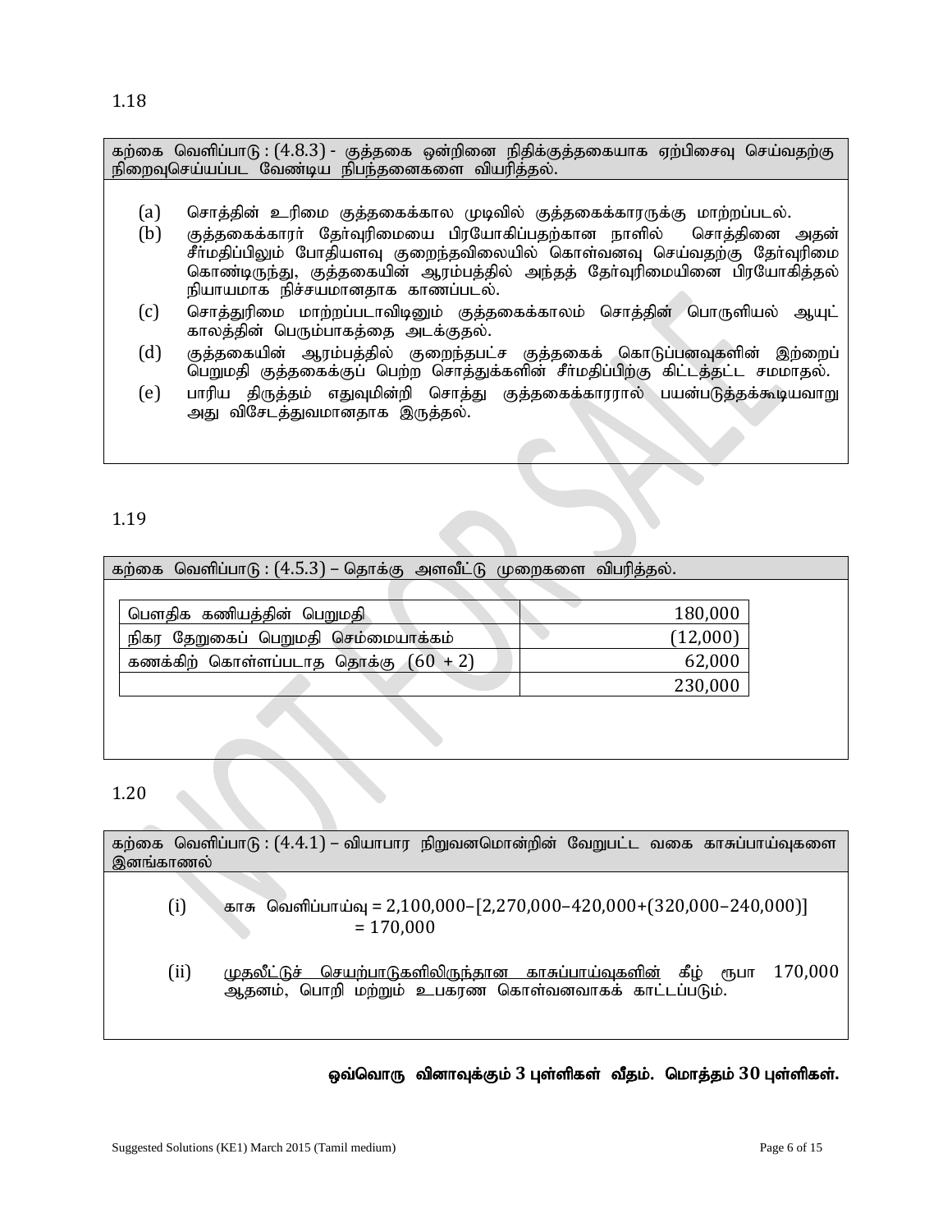1.18

கற்கை வெளிப்பாடு : (4.8.3) - குத்தகை ஒன்றினை நிதிக்குத்தகையாக ஏற்பிசைவு செய்வதற்கு நிறைவுசெய்யப்பட வேண்டிய நிபந்தனைகளை விவரித்தல்.

(a) சொத்தின் உரிமை குத்தகைக்கால முடிவில் குத்தகைக்காரருக்கு மாற்றப்படல்.

(b) குத்தகைக்காரர் தேர்வுரிமையை பிரயோகிப்பதற்கான நாளில் சொத்தினை அதன் சீர்மதிப்பிலும் போதியளவு குறைந்தவிலையில் கொள்வனவு செய்வதற்கு தேர்வுரிமை கொண்டிருந்து, குத்தகையின் ஆரம்பத்தில் அந்தத் தேர்வுரிமையினை பிரயோகித்தல் நியாயமாக நிச்சயமானதாக காணப்படல்.

(c) சொத்துரிமை மாற்றப்படாவிடினும் குத்தகைக்காலம் சொத்தின் பொருளியல் ஆயுட் காலத்தின் பெரும்பாகத்தை அடக்குதல்.

(d) குத்தகையின் ஆரம்பத்தில் குறைந்தபட்ச குத்தகைக் கொடுப்பனவுகளின் இற்றைப் பெறுமதி குத்தகைக்குப் பெற்ற சொத்துக்களின் சீர்மதிப்பிற்கு கிட்டத்தட்ட சமமாதல்.

(e) பாரிய திருத்தம் எதுவுமின்றி சொத்து குத்தகைக்காரரால் பயன்படுத்தக்கூடியவாறு அது விசேடத்துவமானதாக இருத்தல்.

1.19

கற்கை வெளிப்பாடு : (4.5.3) – தொக்கு அளவீட்டு முறைகளை விவரித்தல்.

| | |
|---|---:|
| பௌதிக கணியத்தின் பெறுமதி | 180,000 |
| நிகர தேறுகைப் பெறுமதி செம்மையாக்கம் | (12,000) |
| கணக்கிற் கொள்ளப்படாத தொக்கு (60 + 2) | 62,000 |
| | 230,000 |

1.20

கற்கை வெளிப்பாடு : (4.4.1) – வியாபார நிறுவனமொன்றின் வேறுபட்ட வகை காசுப்பாய்வுகளை இனங்காணல்

(i) காசு வெளிப்பாய்வு = 2,100,000–[2,270,000–420,000+(320,000–240,000)]
= 170,000

(ii) <u>முதலீட்டுச் செயற்பாடுகளிலிருந்தான காசுப்பாய்வுகளின்</u> கீழ் ரூபா 170,000 ஆதனம், பொறி மற்றும் உபகரண கொள்வனவாகக் காட்டப்படும்.

**ஒவ்வொரு வினாவுக்கும் 3 புள்ளிகள் வீதம். மொத்தம் 30 புள்ளிகள்.**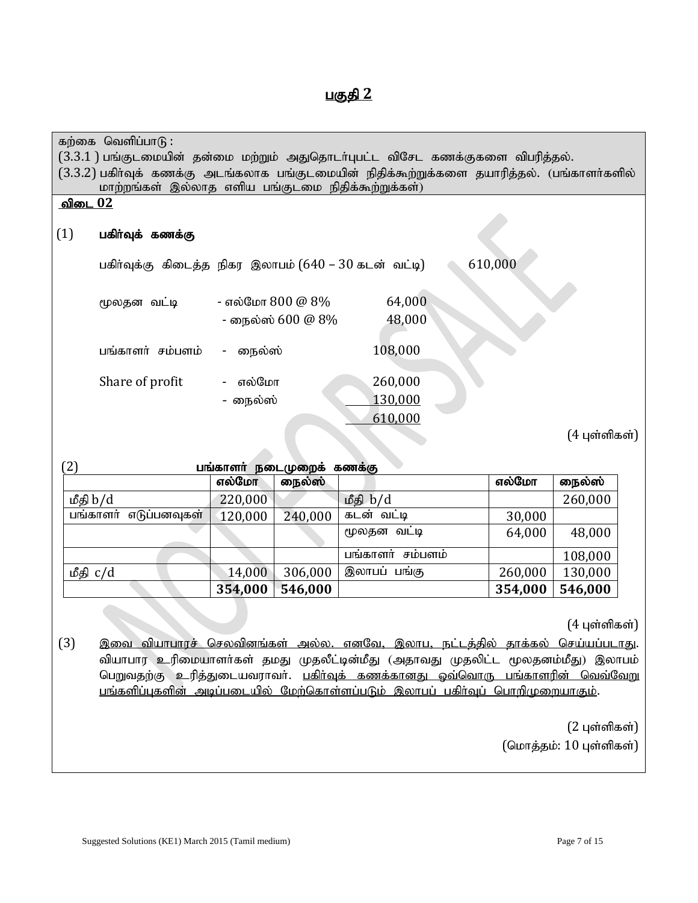## பகுதி 2

கற்கை வெளிப்பாடு :
(3.3.1 ) பங்குடமையின் தன்மை மற்றும் அதுதொடர்புபட்ட விசேட கணக்குகளை விபரித்தல்.
(3.3.2) பகிர்வுக் கணக்கு அடங்கலாக பங்குடமையின் நிதிக்கூற்றுக்களை தயாரித்தல். (பங்காளர்களில் மாற்றங்கள் இல்லாத எளிய பங்குடமை நிதிக்கூற்றுக்கள்)

**விடை 02**

(1) **பகிர்வுக் கணக்கு**

பகிர்வுக்கு கிடைத்த நிகர இலாபம் (640 – 30 கடன் வட்டி) 610,000

| | | |
|---|---|---|
| மூலதன வட்டி | - எல்மோ 800 @ 8% | 64,000 |
| | - நைல்ஸ் 600 @ 8% | 48,000 |
| பங்காளர் சம்பளம் | - நைல்ஸ் | 108,000 |
| Share of profit | - எல்மோ | 260,000 |
| | - நைல்ஸ் | 130,000 |
| | | 610,000 |

(4 புள்ளிகள்)

(2) **பங்காளர் நடைமுறைக் கணக்கு**

| | எல்மோ | நைல்ஸ் | | எல்மோ | நைல்ஸ் |
|---|---|---|---|---|---|
| மீதி b/d | 220,000 | | மீதி b/d | | 260,000 |
| பங்காளர் எடுப்பனவுகள் | 120,000 | 240,000 | கடன் வட்டி | 30,000 | |
| | | | மூலதன வட்டி | 64,000 | 48,000 |
| | | | பங்காளர் சம்பளம் | | 108,000 |
| மீதி c/d | 14,000 | 306,000 | இலாபப் பங்கு | 260,000 | 130,000 |
| | **354,000** | **546,000** | | **354,000** | **546,000** |

(4 புள்ளிகள்)

(3) இவை வியாபாரச் செலவினங்கள் அல்ல. எனவே, இலாப நட்டத்தில் தாக்கல் செய்யப்படாது. வியாபார உரிமையாளர்கள் தமது முதலீட்டின்மீது (அதாவது முதலிட்ட மூலதனம்மீது) இலாபம் பெறுவதற்கு உரித்துடையவராவர். பகிர்வுக் கணக்கானது ஒவ்வொரு பங்காளரின் வெவ்வேறு பங்களிப்புகளின் அடிப்படையில் மேற்கொள்ளப்படும் இலாபப் பகிர்வுப் பொறிமுறையாகும்.

(2 புள்ளிகள்)
(மொத்தம்: 10 புள்ளிகள்)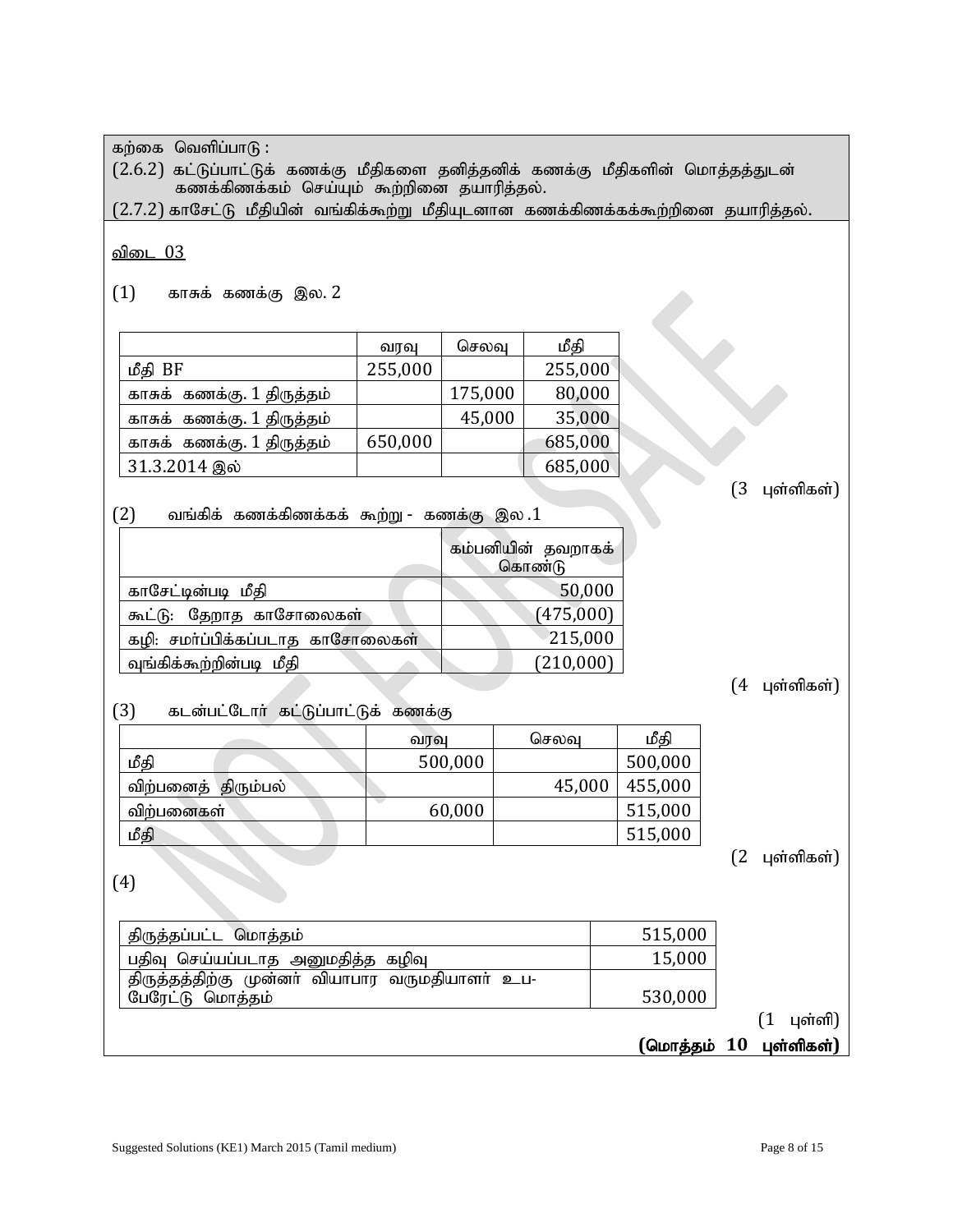கற்கை வெளிப்பாடு :

(2.6.2) கட்டுப்பாட்டுக் கணக்கு மீதிகளை தனித்தனிக் கணக்கு மீதிகளின் மொத்தத்துடன் கணக்கிணக்கம் செய்யும் கூற்றினை தயாரித்தல்.

(2.7.2) காசேட்டு மீதியின் வங்கிக்கூற்று மீதியுடனான கணக்கிணக்கக்கூற்றினை தயாரித்தல்.

விடை 03

(1) காசுக் கணக்கு இல. 2

| | வரவு | செலவு | மீதி |
|---|---|---|---|
| மீதி BF | 255,000 | | 255,000 |
| காசுக் கணக்கு. 1 திருத்தம் | | 175,000 | 80,000 |
| காசுக் கணக்கு. 1 திருத்தம் | | 45,000 | 35,000 |
| காசுக் கணக்கு. 1 திருத்தம் | 650,000 | | 685,000 |
| 31.3.2014 இல் | | | 685,000 |

(3 புள்ளிகள்)

(2) வங்கிக் கணக்கிணக்கக் கூற்று - கணக்கு இல .1

| | கம்பனியின் தவறாகக் கொண்டு |
|---|---|
| காசேட்டின்படி மீதி | 50,000 |
| கூட்டு: தேறாத காசோலைகள் | (475,000) |
| கழி: சமர்ப்பிக்கப்படாத காசோலைகள் | 215,000 |
| வுங்கிக்கூற்றின்படி மீதி | (210,000) |

(4 புள்ளிகள்)

(3) கடன்பட்டோர் கட்டுப்பாட்டுக் கணக்கு

| | வரவு | செலவு | மீதி |
|---|---|---|---|
| மீதி | 500,000 | | 500,000 |
| விற்பனைத் திரும்பல் | | 45,000 | 455,000 |
| விற்பனைகள் | 60,000 | | 515,000 |
| மீதி | | | 515,000 |

(2 புள்ளிகள்)

(4)

| | |
|---|---|
| திருத்தப்பட்ட மொத்தம் | 515,000 |
| பதிவு செய்யப்படாத அனுமதித்த கழிவு | 15,000 |
| திருத்தத்திற்கு முன்னர் வியாபார வருமதியாளர் உப-பேரேட்டு மொத்தம் | 530,000 |

(1 புள்ளி)

**(மொத்தம் 10 புள்ளிகள்)**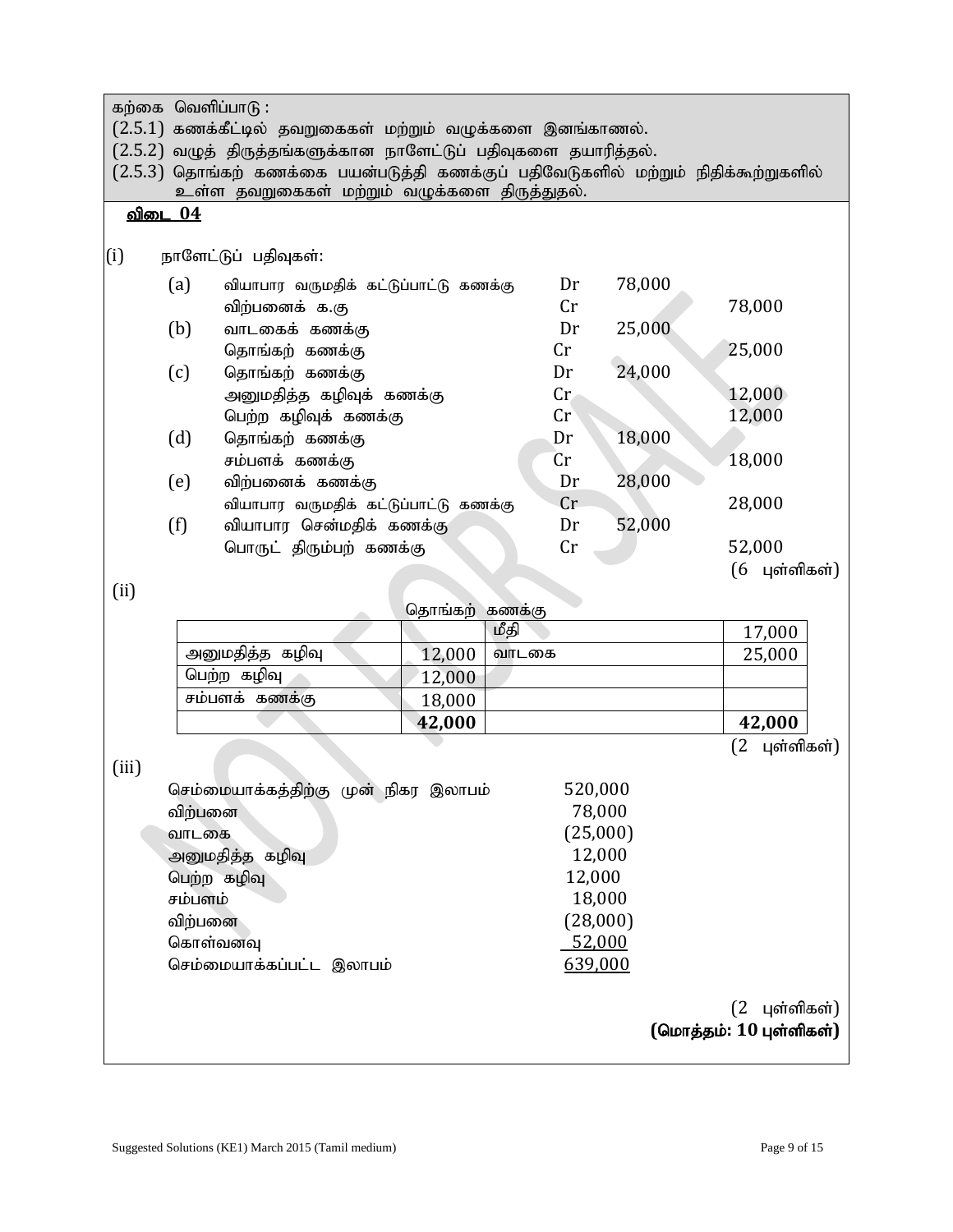கற்கை வெளிப்பாடு :
(2.5.1) கணக்கீட்டில் தவறுகைகள் மற்றும் வழுக்களை இனங்காணல்.
(2.5.2) வழுத் திருத்தங்களுக்கான நாளேட்டுப் பதிவுகளை தயாரித்தல்.
(2.5.3) தொங்கற் கணக்கை பயன்படுத்தி கணக்குப் பதிவேடுகளில் மற்றும் நிதிக்கூற்றுகளில் உள்ள தவறுகைகள் மற்றும் வழுக்களை திருத்துதல்.

**விடை 04**

(i) நாளேட்டுப் பதிவுகள்:

| | | | | |
|---|---|---|---|---|
| (a) | வியாபார வருமதிக் கட்டுப்பாட்டு கணக்கு | Dr | 78,000 | |
| | விற்பனைக் க.கு | Cr | | 78,000 |
| (b) | வாடகைக் கணக்கு | Dr | 25,000 | |
| | தொங்கற் கணக்கு | Cr | | 25,000 |
| (c) | தொங்கற் கணக்கு | Dr | 24,000 | |
| | அனுமதித்த கழிவுக் கணக்கு | Cr | | 12,000 |
| | பெற்ற கழிவுக் கணக்கு | Cr | | 12,000 |
| (d) | தொங்கற் கணக்கு | Dr | 18,000 | |
| | சம்பளக் கணக்கு | Cr | | 18,000 |
| (e) | விற்பனைக் கணக்கு | Dr | 28,000 | |
| | வியாபார வருமதிக் கட்டுப்பாட்டு கணக்கு | Cr | | 28,000 |
| (f) | வியாபார சென்மதிக் கணக்கு | Dr | 52,000 | |
| | பொருட் திரும்பற் கணக்கு | Cr | | 52,000 |

(6 புள்ளிகள்)

(ii)

தொங்கற் கணக்கு

| | | | |
|---|---|---|---|
| | | மீதி | 17,000 |
| அனுமதித்த கழிவு | 12,000 | வாடகை | 25,000 |
| பெற்ற கழிவு | 12,000 | | |
| சம்பளக் கணக்கு | 18,000 | | |
| | **42,000** | | **42,000** |

(2 புள்ளிகள்)

(iii)

| | |
|---|---|
| செம்மையாக்கத்திற்கு முன் நிகர இலாபம் | 520,000 |
| விற்பனை | 78,000 |
| வாடகை | (25,000) |
| அனுமதித்த கழிவு | 12,000 |
| பெற்ற கழிவு | 12,000 |
| சம்பளம் | 18,000 |
| விற்பனை | (28,000) |
| கொள்வனவு | 52,000 |
| செம்மையாக்கப்பட்ட இலாபம் | 639,000 |

(2 புள்ளிகள்)

**(மொத்தம்: 10 புள்ளிகள்)**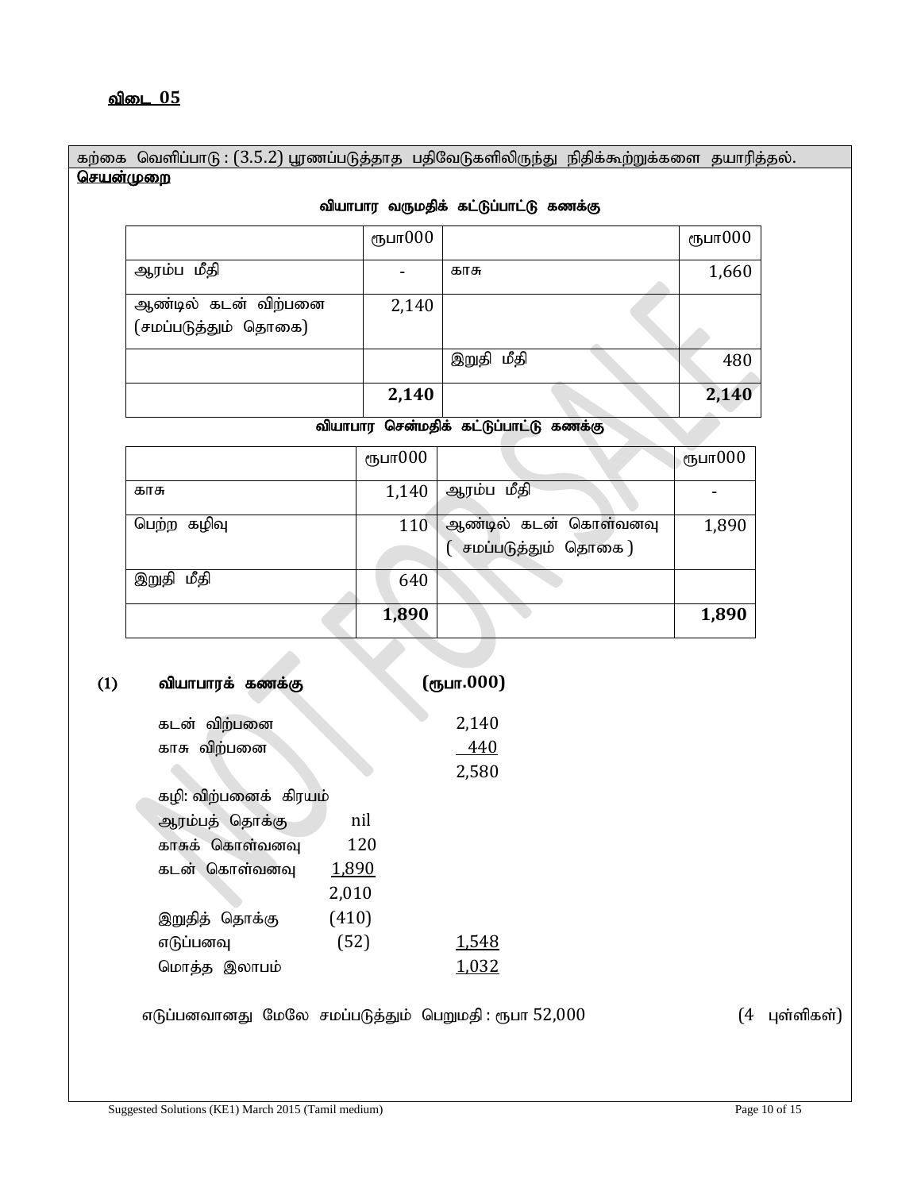**விடை 05**

கற்கை வெளிப்பாடு : (3.5.2) பூரணப்படுத்தாத பதிவேடுகளிலிருந்து நிதிக்கூற்றுக்களை தயாரித்தல்.

**செயன்முறை**

**வியாபார வருமதிக் கட்டுப்பாட்டு கணக்கு**

| | ரூபா000 | | ரூபா000 |
|---|---|---|---|
| ஆரம்ப மீதி | - | காசு | 1,660 |
| ஆண்டில் கடன் விற்பனை (சமப்படுத்தும் தொகை) | 2,140 | | |
| | | இறுதி மீதி | 480 |
| | **2,140** | | **2,140** |

**வியாபார சென்மதிக் கட்டுப்பாட்டு கணக்கு**

| | ரூபா000 | | ரூபா000 |
|---|---|---|---|
| காசு | 1,140 | ஆரம்ப மீதி | - |
| பெற்ற கழிவு | 110 | ஆண்டில் கடன் கொள்வனவு ( சமப்படுத்தும் தொகை ) | 1,890 |
| இறுதி மீதி | 640 | | |
| | **1,890** | | **1,890** |

**(1) வியாபாரக் கணக்கு (ரூபா.000)**

| | | |
|---|---|---|
| கடன் விற்பனை | | 2,140 |
| காசு விற்பனை | | 440 |
| | | 2,580 |
| கழி: விற்பனைக் கிரயம் | | |
| ஆரம்பத் தொக்கு | nil | |
| காசுக் கொள்வனவு | 120 | |
| கடன் கொள்வனவு | 1,890 | |
| | 2,010 | |
| இறுதித் தொக்கு | (410) | |
| எடுப்பனவு | (52) | 1,548 |
| மொத்த இலாபம் | | 1,032 |

எடுப்பனவானது மேலே சமப்படுத்தும் பெறுமதி : ரூபா 52,000 (4 புள்ளிகள்)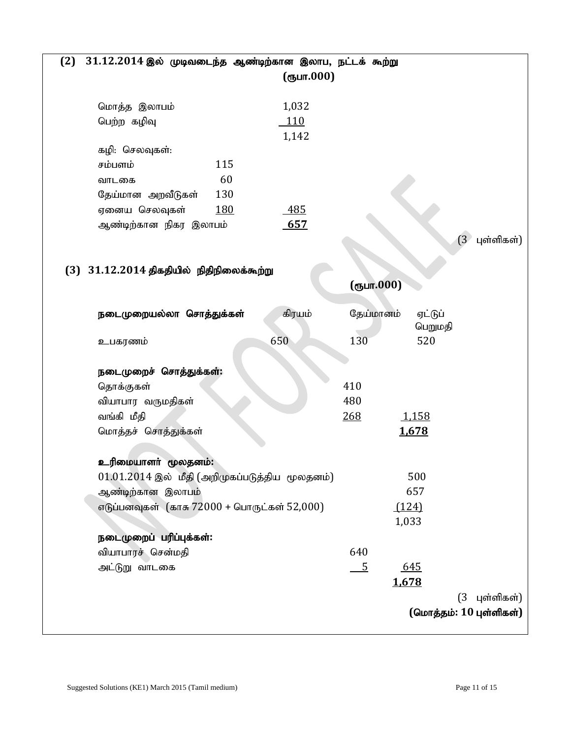**(2) 31.12.2014 இல் முடிவடைந்த ஆண்டிற்கான இலாப, நட்டக் கூற்று**

**(ரூபா.000)**

| | | |
|---|---|---|
| மொத்த இலாபம் | | 1,032 |
| பெற்ற கழிவு | | 110 |
| | | 1,142 |
| கழி: செலவுகள்: | | |
| சம்பளம் | 115 | |
| வாடகை | 60 | |
| தேய்மான அறவீடுகள் | 130 | |
| ஏனைய செலவுகள் | 180 | 485 |
| ஆண்டிற்கான நிகர இலாபம் | | **657** |

(3 புள்ளிகள்)

**(3) 31.12.2014 திகதியில் நிதிநிலைக்கூற்று**

**(ரூபா.000)**

| | | | |
|---|---|---|---|
| **நடைமுறையல்லா சொத்துக்கள்** | கிரயம் | தேய்மானம் | ஏட்டுப் பெறுமதி |
| உபகரணம் | 650 | 130 | 520 |
| | | | |
| **நடைமுறைச் சொத்துக்கள்:** | | | |
| தொக்குகள் | | 410 | |
| வியாபார வருமதிகள் | | 480 | |
| வங்கி மீதி | | 268 | 1,158 |
| மொத்தச் சொத்துக்கள் | | | **1,678** |
| | | | |
| **உரிமையாளர் மூலதனம்:** | | | |
| 01.01.2014 இல் மீதி (அறிமுகப்படுத்திய மூலதனம்) | | | 500 |
| ஆண்டிற்கான இலாபம் | | | 657 |
| எடுப்பனவுகள் (காசு 72000 + பொருட்கள் 52,000) | | | (124) |
| | | | 1,033 |
| **நடைமுறைப் பரிப்புக்கள்:** | | | |
| வியாபாரச் சென்மதி | | 640 | |
| அட்டுறு வாடகை | | 5 | 645 |
| | | | **1,678** |

(3 புள்ளிகள்)

**(மொத்தம்: 10 புள்ளிகள்)**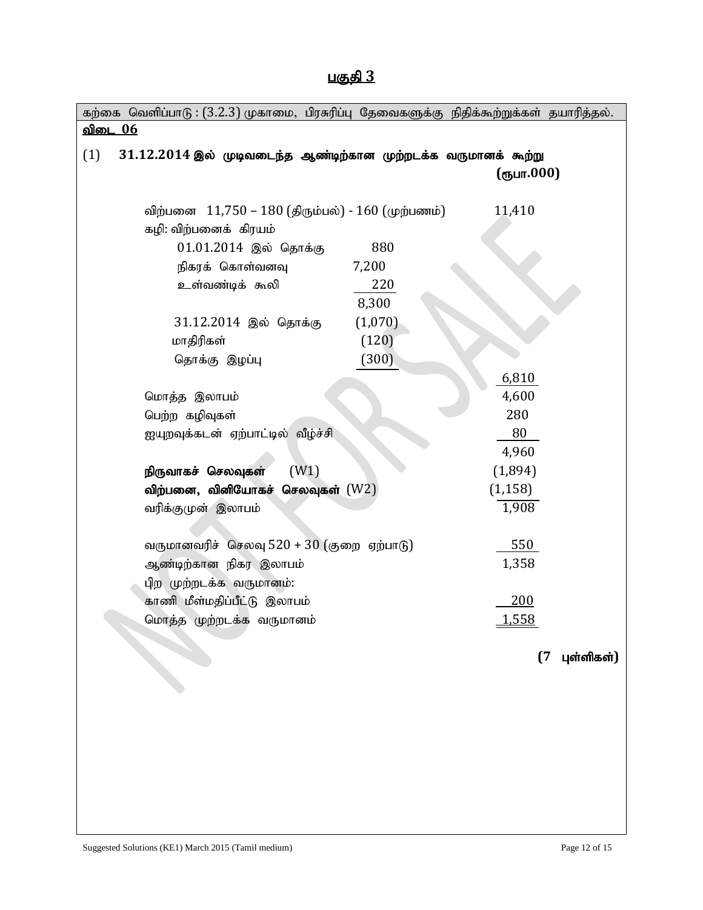# பகுதி 3

கற்கை வெளிப்பாடு : (3.2.3) முகாமை, பிரசுரிப்பு தேவைகளுக்கு நிதிக்கூற்றுக்கள் தயாரித்தல்.

**விடை 06**

(1) **31.12.2014 இல் முடிவடைந்த ஆண்டிற்கான முற்றடக்க வருமானக் கூற்று**

**(ரூபா.000)**

| | | |
|---|---|---|
| விற்பனை 11,750 – 180 (திரும்பல்) - 160 (முற்பணம்) | | 11,410 |
| கழி: விற்பனைக் கிரயம் | | |
| 01.01.2014 இல் தொக்கு | 880 | |
| நிகரக் கொள்வனவு | 7,200 | |
| உள்வண்டிக் கூலி | 220 | |
| | 8,300 | |
| 31.12.2014 இல் தொக்கு | (1,070) | |
| மாதிரிகள் | (120) | |
| தொக்கு இழப்பு | (300) | |
| | | 6,810 |
| மொத்த இலாபம் | | 4,600 |
| பெற்ற கழிவுகள் | | 280 |
| ஐயுறவுக்கடன் ஏற்பாட்டில் வீழ்ச்சி | | 80 |
| | | 4,960 |
| **நிருவாகச் செலவுகள்** (W1) | | (1,894) |
| **விற்பனை, வினியோகச் செலவுகள்** (W2) | | (1,158) |
| வரிக்குமுன் இலாபம் | | 1,908 |
| | | |
| வருமானவரிச் செலவு 520 + 30 (குறை ஏற்பாடு) | | 550 |
| ஆண்டிற்கான நிகர இலாபம் | | 1,358 |
| பிற முற்றடக்க வருமானம்: | | |
| காணி மீள்மதிப்பீட்டு இலாபம் | | 200 |
| மொத்த முற்றடக்க வருமானம் | | 1,558 |

**(7 புள்ளிகள்)**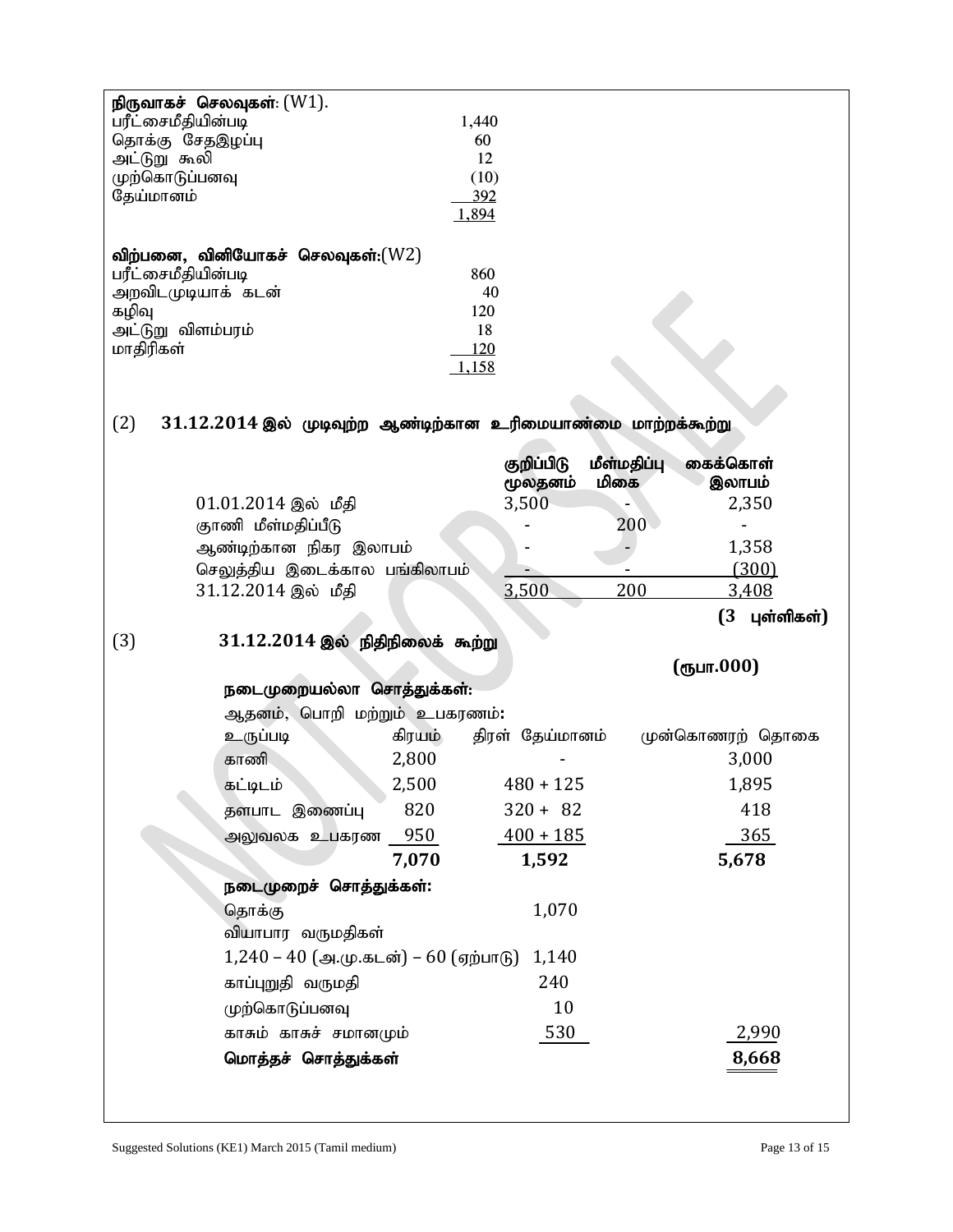**நிருவாகச் செலவுகள்:** (W1).

| | |
|---|---|
| பரீட்சைமீதியின்படி | 1,440 |
| தொக்கு சேதஇழப்பு | 60 |
| அட்டுறு கூலி | 12 |
| முற்கொடுப்பனவு | (10) |
| தேய்மானம் | 392 |
| | 1,894 |

**விற்பனை, வினியோகச் செலவுகள்:**(W2)

| | |
|---|---|
| பரீட்சைமீதியின்படி | 860 |
| அறவிடமுடியாக் கடன் | 40 |
| கழிவு | 120 |
| அட்டுறு விளம்பரம் | 18 |
| மாதிரிகள் | 120 |
| | 1,158 |

### (2) 31.12.2014 இல் முடிவுற்ற ஆண்டிற்கான உரிமையாண்மை மாற்றக்கூற்று

| | குறிப்பிடு மூலதனம் | மீள்மதிப்பு மிகை | கைக்கொள் இலாபம் |
|---|---|---|---|
| 01.01.2014 இல் மீதி | 3,500 | - | 2,350 |
| குாணி மீள்மதிப்பீடு | - | 200 | - |
| ஆண்டிற்கான நிகர இலாபம் | - | - | 1,358 |
| செலுத்திய இடைக்கால பங்கிலாபம் | - | - | (300) |
| 31.12.2014 இல் மீதி | 3,500 | 200 | 3,408 |

**(3 புள்ளிகள்)**

### (3) 31.12.2014 இல் நிதிநிலைக் கூற்று

**(ரூபா.000)**

**நடைமுறையல்லா சொத்துக்கள்:**

ஆதனம், பொறி மற்றும் உபகரணம்:

| உருப்படி | கிரயம் | திரள் தேய்மானம் | முன்கொணரற் தொகை |
|---|---|---|---|
| காணி | 2,800 | - | 3,000 |
| கட்டிடம் | 2,500 | 480 + 125 | 1,895 |
| தளபாட இணைப்பு | 820 | 320 + 82 | 418 |
| அலுவலக உபகரண | 950 | 400 + 185 | 365 |
| | **7,070** | **1,592** | **5,678** |

**நடைமுறைச் சொத்துக்கள்:**

| | | |
|---|---|---|
| தொக்கு | 1,070 | |
| வியாபார வருமதிகள் | | |
| 1,240 – 40 (அ.மு.கடன்) – 60 (ஏற்பாடு) | 1,140 | |
| காப்புறுதி வருமதி | 240 | |
| முற்கொடுப்பனவு | 10 | |
| காசும் காசுச் சமானமும் | 530 | 2,990 |
| **மொத்தச் சொத்துக்கள்** | | **8,668** |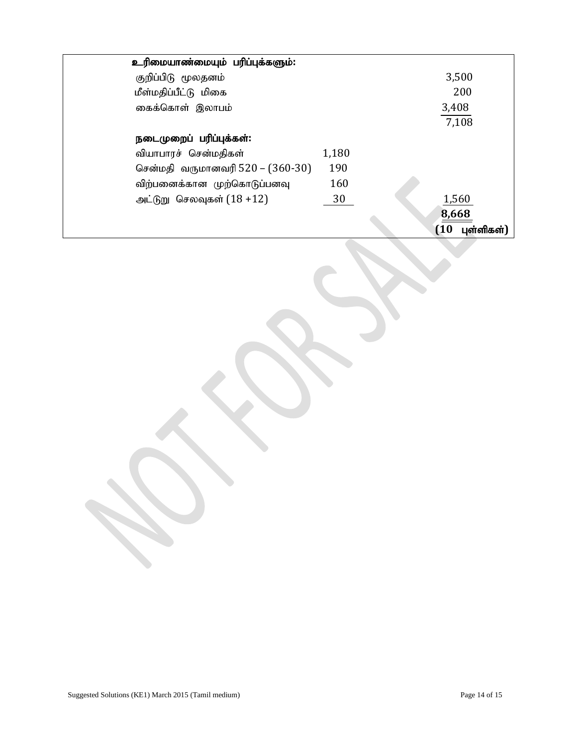| | | |
|---|---|---|
| **உரிமையாண்மையும் பரிப்புக்களும்:** | | |
| குறிப்பிடு மூலதனம் | | 3,500 |
| மீள்மதிப்பீட்டு மிகை | | 200 |
| கைக்கொள் இலாபம் | | 3,408 |
| | | 7,108 |
| **நடைமுறைப் பரிப்புக்கள்:** | | |
| வியாபாரச் சென்மதிகள் | 1,180 | |
| சென்மதி வருமானவரி 520 – (360-30) | 190 | |
| விற்பனைக்கான முற்கொடுப்பனவு | 160 | |
| அட்டுறு செலவுகள் (18 +12) | 30 | 1,560 |
| | | **8,668** |
| | | **(10 புள்ளிகள்)** |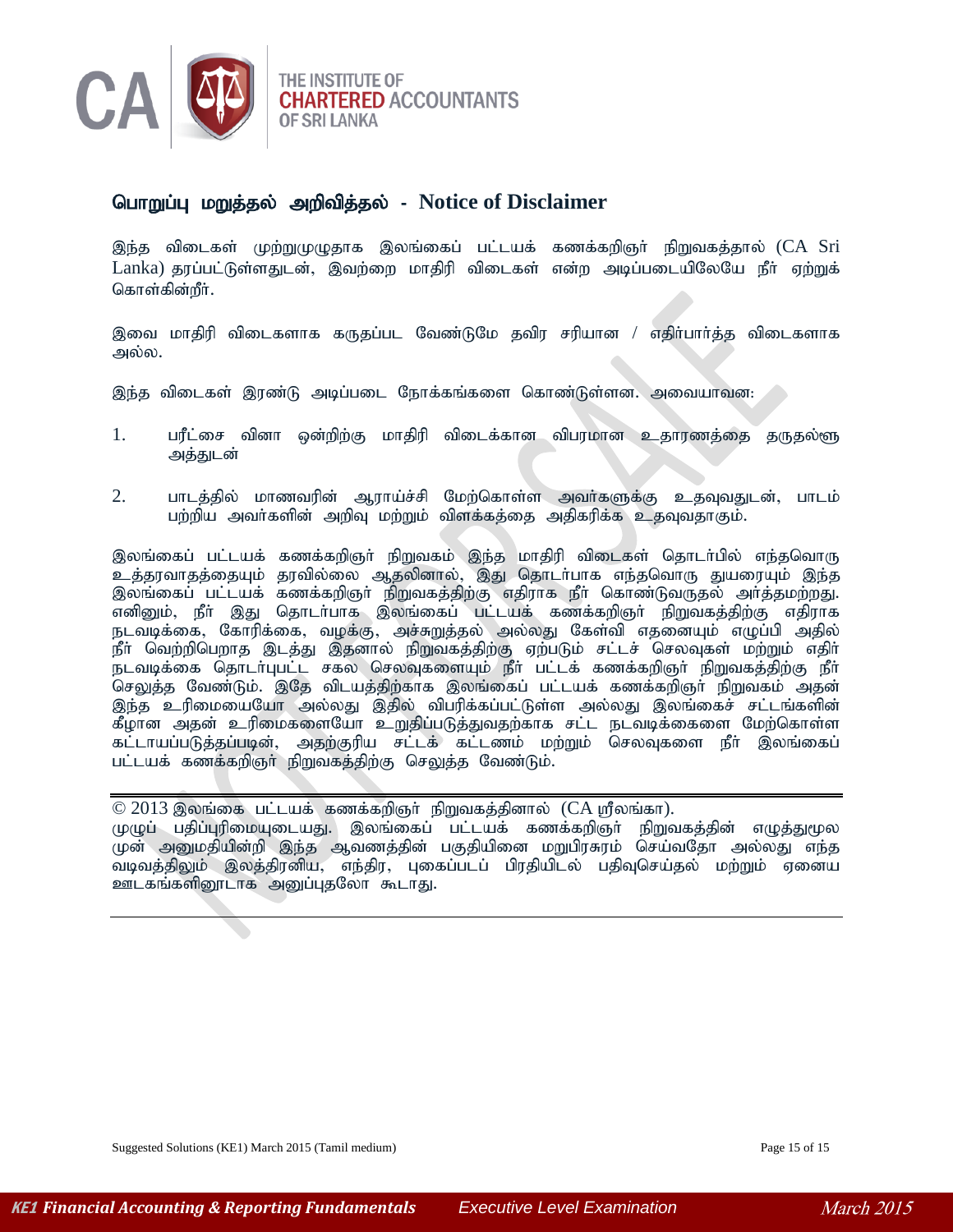## பொறுப்பு மறுத்தல் அறிவித்தல் - Notice of Disclaimer

இந்த விடைகள் முற்றுமுழுதாக இலங்கைப் பட்டயக் கணக்கறிஞர் நிறுவகத்தால் (CA Sri Lanka) தரப்பட்டுள்ளதுடன், இவற்றை மாதிரி விடைகள் என்ற அடிப்படையிலேயே நீர் ஏற்றுக் கொள்கின்றீர்.

இவை மாதிரி விடைகளாக கருதப்பட வேண்டுமே தவிர சரியான / எதிர்பார்த்த விடைகளாக அல்ல.

இந்த விடைகள் இரண்டு அடிப்படை நோக்கங்களை கொண்டுள்ளன. அவையாவன:

1. பரீட்சை வினா ஒன்றிற்கு மாதிரி விடைக்கான விபரமான உதாரணத்தை தருதல்ளு அத்துடன்

2. பாடத்தில் மாணவரின் ஆராய்ச்சி மேற்கொள்ள அவர்களுக்கு உதவுவதுடன், பாடம் பற்றிய அவர்களின் அறிவு மற்றும் விளக்கத்தை அதிகரிக்க உதவுவதாகும்.

இலங்கைப் பட்டயக் கணக்கறிஞர் நிறுவகம் இந்த மாதிரி விடைகள் தொடர்பில் எந்தவொரு உத்தரவாதத்தையும் தரவில்லை ஆதலினால், இது தொடர்பாக எந்தவொரு துயரையும் இந்த இலங்கைப் பட்டயக் கணக்கறிஞர் நிறுவகத்திற்கு எதிராக நீர் கொண்டுவருதல் அர்த்தமற்றது. எனினும், நீர் இது தொடர்பாக இலங்கைப் பட்டயக் கணக்கறிஞர் நிறுவகத்திற்கு எதிராக நடவடிக்கை, கோரிக்கை, வழக்கு, அச்சுறுத்தல் அல்லது கேள்வி எதனையும் எழுப்பி அதில் நீர் வெற்றிபெறாத இடத்து இதனால் நிறுவகத்திற்கு ஏற்படும் சட்டச் செலவுகள் மற்றும் எதிர் நடவடிக்கை தொடர்புபட்ட சகல செலவுகளையும் நீர் பட்டக் கணக்கறிஞர் நிறுவகத்திற்கு நீர் செலுத்த வேண்டும். இதே விடயத்திற்காக இலங்கைப் பட்டயக் கணக்கறிஞர் நிறுவகம் அதன் இந்த உரிமையையோ அல்லது இதில் விபரிக்கப்பட்டுள்ள அல்லது இலங்கைச் சட்டங்களின் கீழான அதன் உரிமைகளையோ உறுதிப்படுத்துவதற்காக சட்ட நடவடிக்கைகளை மேற்கொள்ள கட்டாயப்படுத்தப்படின், அதற்குரிய சட்டக் கட்டணம் மற்றும் செலவுகளை நீர் இலங்கைப் பட்டயக் கணக்கறிஞர் நிறுவகத்திற்கு செலுத்த வேண்டும்.

---

© 2013 இலங்கை பட்டயக் கணக்கறிஞர் நிறுவகத்தினால் (CA ஸ்ரீலங்கா).
முழுப் பதிப்புரிமையுடையது. இலங்கைப் பட்டயக் கணக்கறிஞர் நிறுவகத்தின் எழுத்துமூல முன் அனுமதியின்றி இந்த ஆவணத்தின் பகுதியினை மறுபிரசுரம் செய்வதோ அல்லது எந்த வடிவத்திலும் இலத்திரனிய, எந்திர, புகைப்படப் பிரதியிடல் பதிவுசெய்தல் மற்றும் ஏனைய ஊடகங்களினூடாக அனுப்புதலோ கூடாது.

---